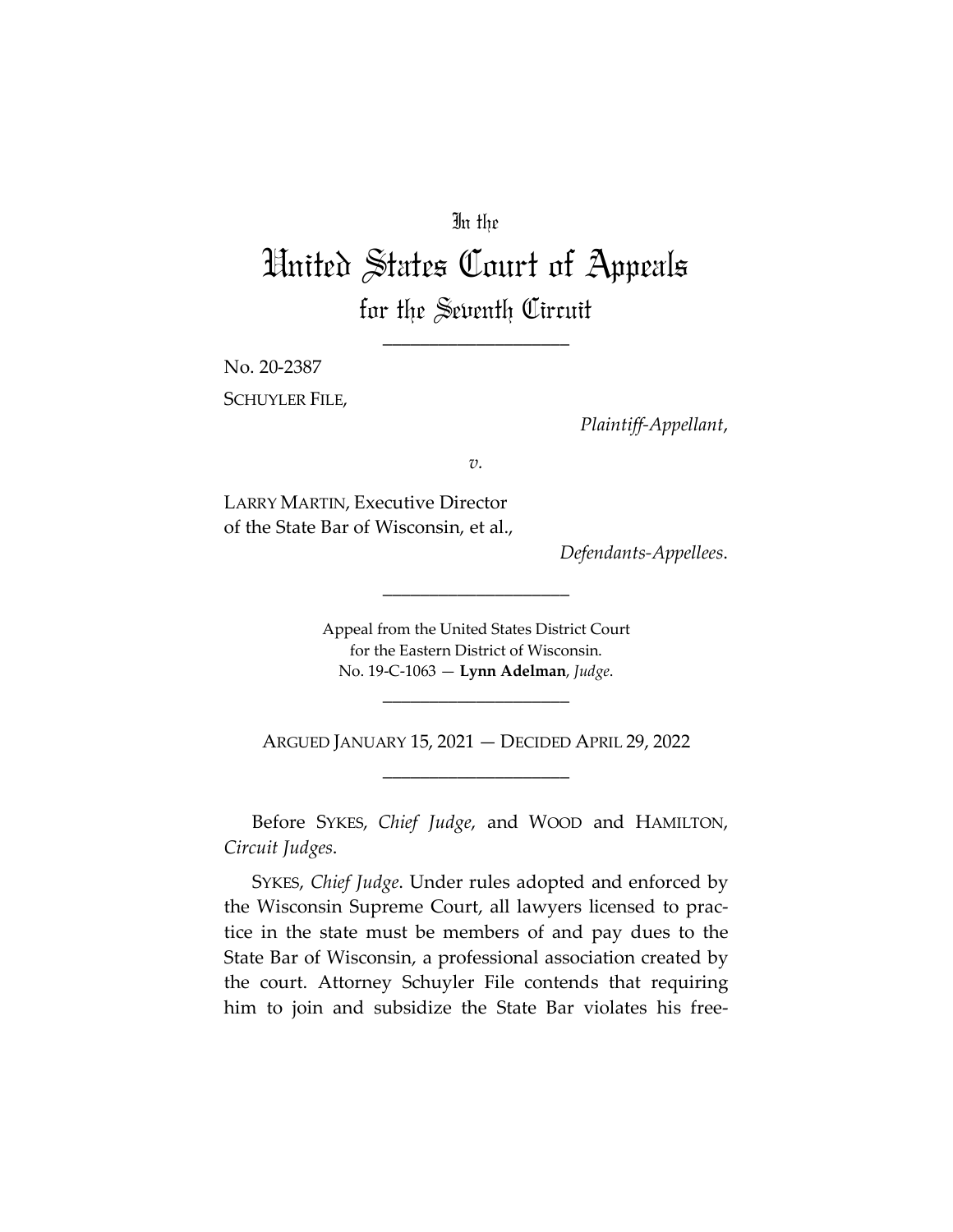In the

# United States Court of Appeals

## for the Seventh Circuit

____________________

No. 20-2387

SCHUYLER FILE,

*Plaintiff-Appellant*,

*v.*

LARRY MARTIN, Executive Director of the State Bar of Wisconsin, et al.,

*Defendants-Appellees*.

____________________

Appeal from the United States District Court for the Eastern District of Wisconsin.
No. 19-C-1063 — **Lynn Adelman**, *Judge*.

____________________

ARGUED JANUARY 15, 2021 — DECIDED APRIL 29, 2022

____________________

Before SYKES, *Chief Judge*, and WOOD and HAMILTON, *Circuit Judges*.

SYKES, *Chief Judge*. Under rules adopted and enforced by the Wisconsin Supreme Court, all lawyers licensed to practice in the state must be members of and pay dues to the State Bar of Wisconsin, a professional association created by the court. Attorney Schuyler File contends that requiring him to join and subsidize the State Bar violates his free-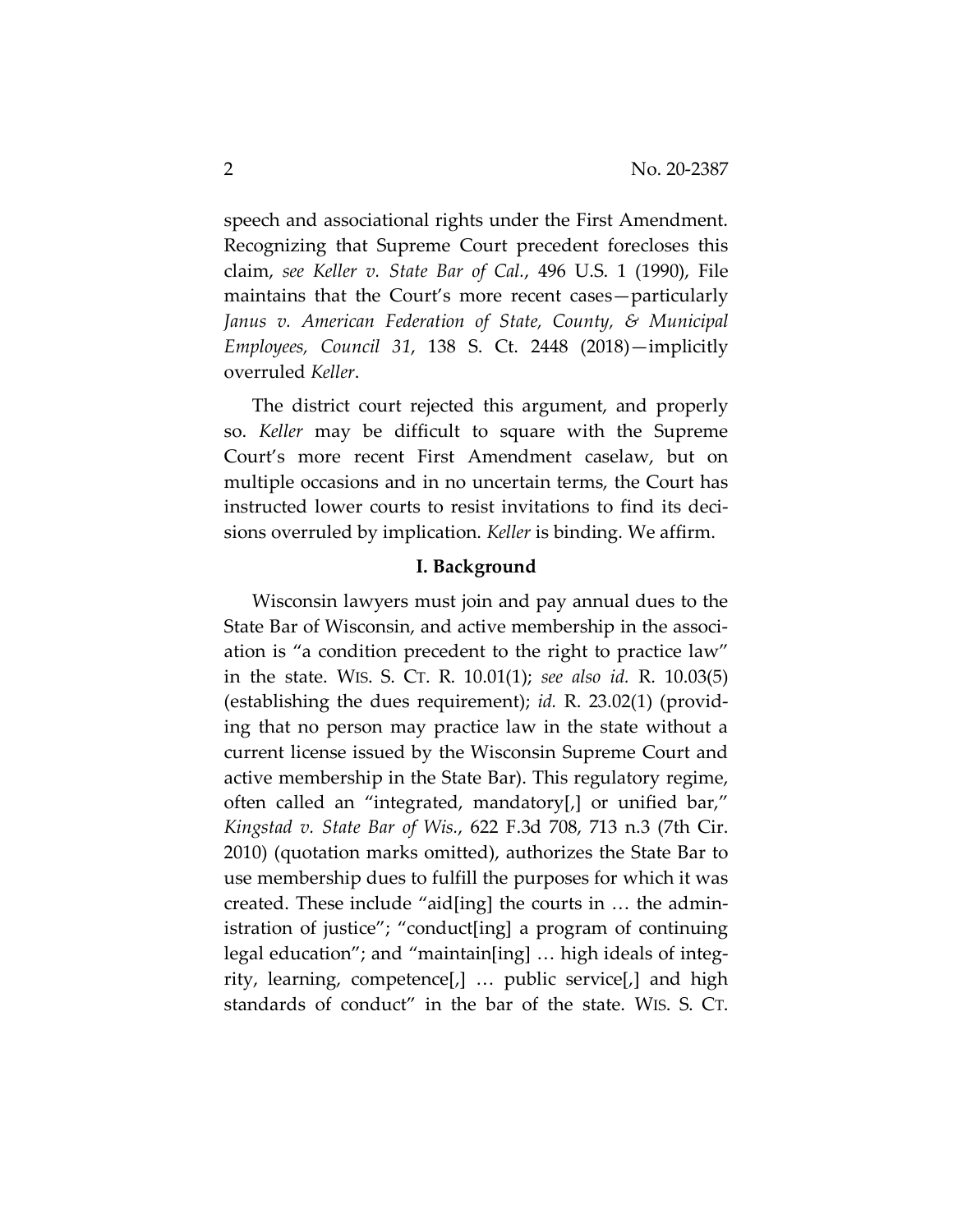speech and associational rights under the First Amendment. Recognizing that Supreme Court precedent forecloses this claim, *see Keller v. State Bar of Cal.*, 496 U.S. 1 (1990), File maintains that the Court's more recent cases—particularly *Janus v. American Federation of State, County, & Municipal Employees, Council 31*, 138 S. Ct. 2448 (2018)—implicitly overruled *Keller*.

The district court rejected this argument, and properly so. *Keller* may be difficult to square with the Supreme Court's more recent First Amendment caselaw, but on multiple occasions and in no uncertain terms, the Court has instructed lower courts to resist invitations to find its decisions overruled by implication. *Keller* is binding. We affirm.

## I. Background

Wisconsin lawyers must join and pay annual dues to the State Bar of Wisconsin, and active membership in the association is "a condition precedent to the right to practice law" in the state. WIS. S. CT. R. 10.01(1); *see also id.* R. 10.03(5) (establishing the dues requirement); *id.* R. 23.02(1) (providing that no person may practice law in the state without a current license issued by the Wisconsin Supreme Court and active membership in the State Bar). This regulatory regime, often called an "integrated, mandatory[,] or unified bar," *Kingstad v. State Bar of Wis.*, 622 F.3d 708, 713 n.3 (7th Cir. 2010) (quotation marks omitted), authorizes the State Bar to use membership dues to fulfill the purposes for which it was created. These include "aid[ing] the courts in … the administration of justice"; "conduct[ing] a program of continuing legal education"; and "maintain[ing] … high ideals of integrity, learning, competence[,] … public service[,] and high standards of conduct" in the bar of the state. WIS. S. CT.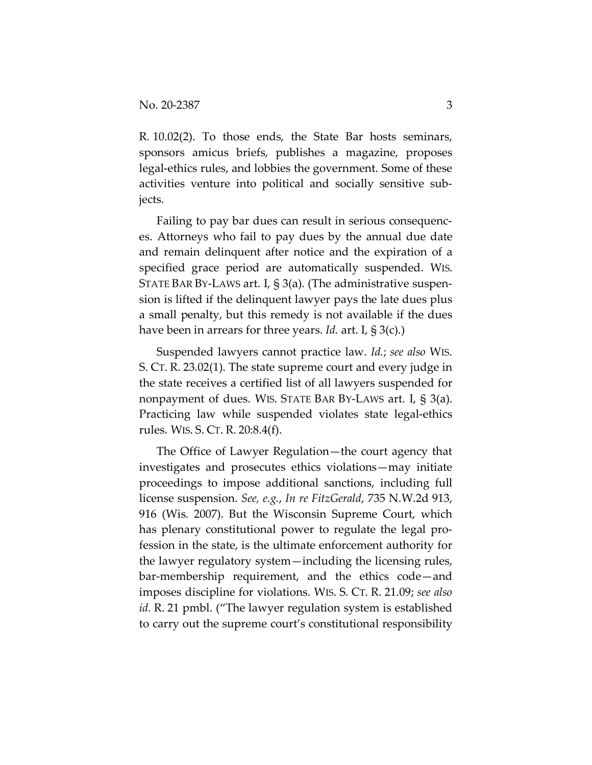R. 10.02(2). To those ends, the State Bar hosts seminars, sponsors amicus briefs, publishes a magazine, proposes legal-ethics rules, and lobbies the government. Some of these activities venture into political and socially sensitive subjects.

Failing to pay bar dues can result in serious consequences. Attorneys who fail to pay dues by the annual due date and remain delinquent after notice and the expiration of a specified grace period are automatically suspended. WIS. STATE BAR BY-LAWS art. I, § 3(a). (The administrative suspension is lifted if the delinquent lawyer pays the late dues plus a small penalty, but this remedy is not available if the dues have been in arrears for three years. *Id.* art. I, § 3(c).)

Suspended lawyers cannot practice law. *Id.*; *see also* WIS. S. CT. R. 23.02(1). The state supreme court and every judge in the state receives a certified list of all lawyers suspended for nonpayment of dues. WIS. STATE BAR BY-LAWS art. I, § 3(a). Practicing law while suspended violates state legal-ethics rules. WIS. S. CT. R. 20:8.4(f).

The Office of Lawyer Regulation—the court agency that investigates and prosecutes ethics violations—may initiate proceedings to impose additional sanctions, including full license suspension. *See, e.g.*, *In re FitzGerald*, 735 N.W.2d 913, 916 (Wis. 2007). But the Wisconsin Supreme Court, which has plenary constitutional power to regulate the legal profession in the state, is the ultimate enforcement authority for the lawyer regulatory system—including the licensing rules, bar-membership requirement, and the ethics code—and imposes discipline for violations. WIS. S. CT. R. 21.09; *see also id.* R. 21 pmbl. ("The lawyer regulation system is established to carry out the supreme court's constitutional responsibility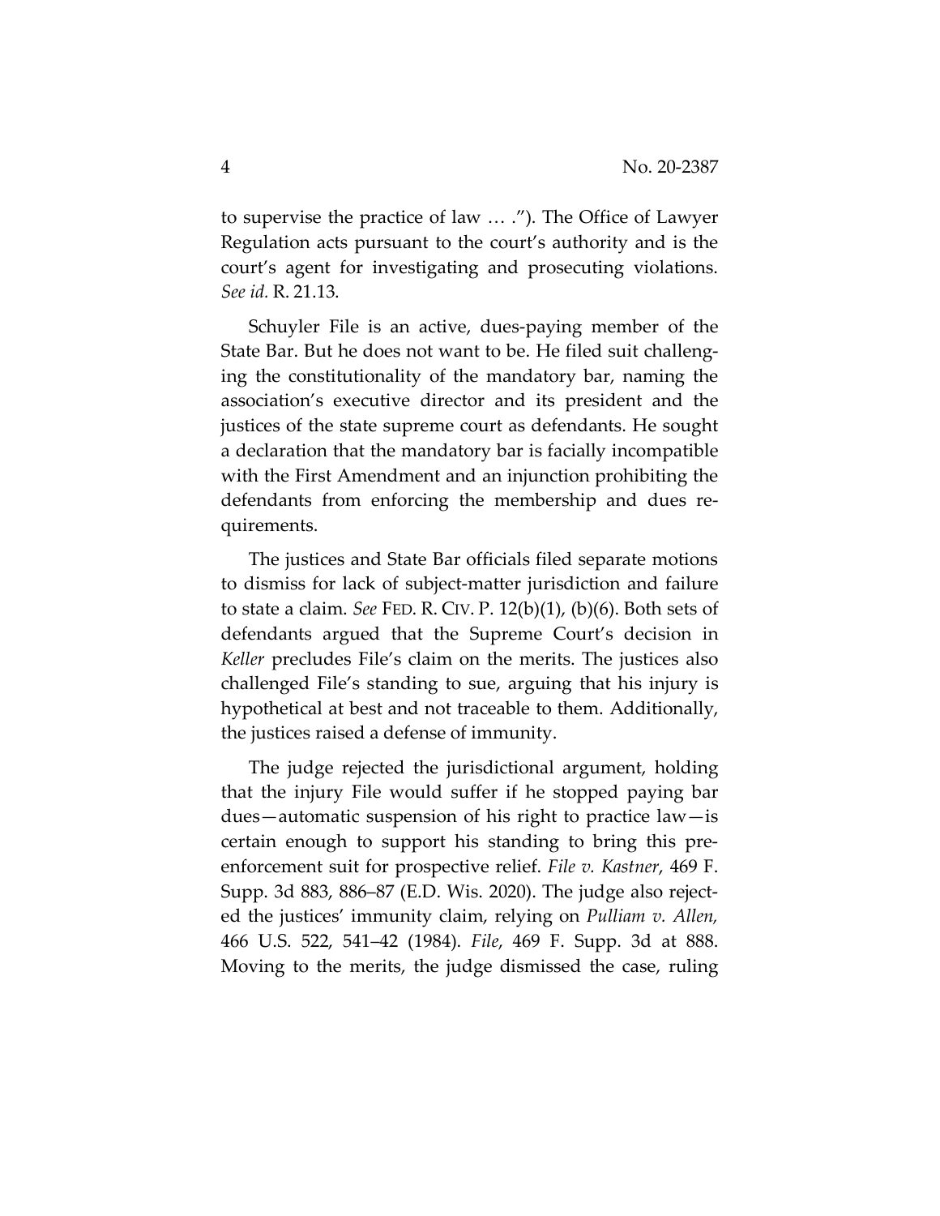to supervise the practice of law … ."). The Office of Lawyer Regulation acts pursuant to the court's authority and is the court's agent for investigating and prosecuting violations. *See id.* R. 21.13.

Schuyler File is an active, dues-paying member of the State Bar. But he does not want to be. He filed suit challenging the constitutionality of the mandatory bar, naming the association's executive director and its president and the justices of the state supreme court as defendants. He sought a declaration that the mandatory bar is facially incompatible with the First Amendment and an injunction prohibiting the defendants from enforcing the membership and dues requirements.

The justices and State Bar officials filed separate motions to dismiss for lack of subject-matter jurisdiction and failure to state a claim. *See* FED. R. CIV. P. 12(b)(1), (b)(6). Both sets of defendants argued that the Supreme Court's decision in *Keller* precludes File's claim on the merits. The justices also challenged File's standing to sue, arguing that his injury is hypothetical at best and not traceable to them. Additionally, the justices raised a defense of immunity.

The judge rejected the jurisdictional argument, holding that the injury File would suffer if he stopped paying bar dues—automatic suspension of his right to practice law—is certain enough to support his standing to bring this pre-enforcement suit for prospective relief. *File v. Kastner*, 469 F. Supp. 3d 883, 886–87 (E.D. Wis. 2020). The judge also rejected the justices' immunity claim, relying on *Pulliam v. Allen*, 466 U.S. 522, 541–42 (1984). *File*, 469 F. Supp. 3d at 888. Moving to the merits, the judge dismissed the case, ruling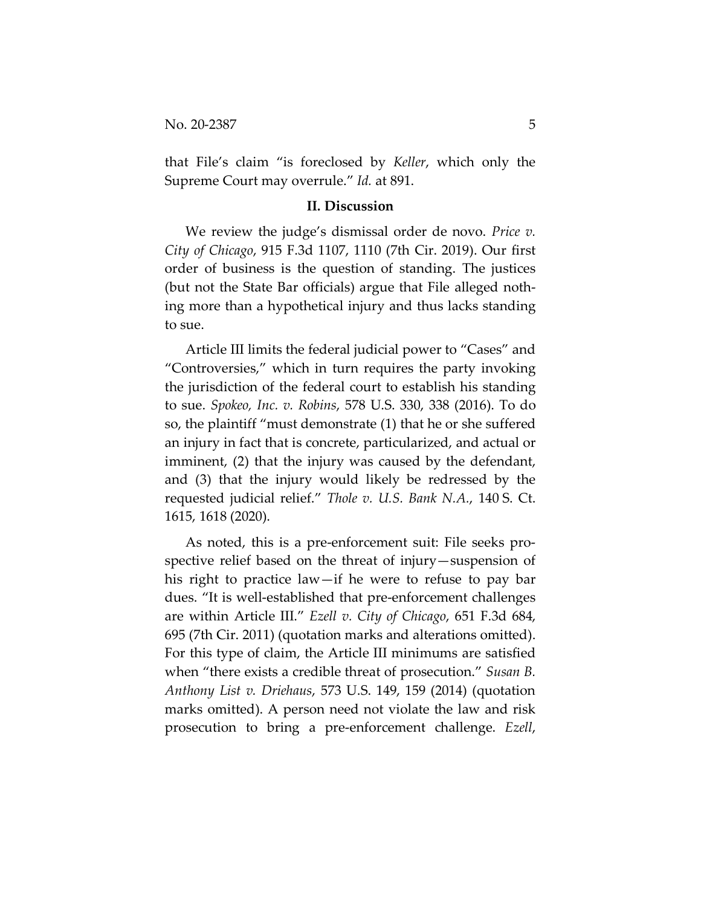that File's claim "is foreclosed by *Keller*, which only the Supreme Court may overrule." *Id.* at 891.

## II. Discussion

We review the judge's dismissal order de novo. *Price v. City of Chicago*, 915 F.3d 1107, 1110 (7th Cir. 2019). Our first order of business is the question of standing. The justices (but not the State Bar officials) argue that File alleged nothing more than a hypothetical injury and thus lacks standing to sue.

Article III limits the federal judicial power to "Cases" and "Controversies," which in turn requires the party invoking the jurisdiction of the federal court to establish his standing to sue. *Spokeo, Inc. v. Robins*, 578 U.S. 330, 338 (2016). To do so, the plaintiff "must demonstrate (1) that he or she suffered an injury in fact that is concrete, particularized, and actual or imminent, (2) that the injury was caused by the defendant, and (3) that the injury would likely be redressed by the requested judicial relief." *Thole v. U.S. Bank N.A.*, 140 S. Ct. 1615, 1618 (2020).

As noted, this is a pre-enforcement suit: File seeks prospective relief based on the threat of injury—suspension of his right to practice law—if he were to refuse to pay bar dues. "It is well-established that pre-enforcement challenges are within Article III." *Ezell v. City of Chicago*, 651 F.3d 684, 695 (7th Cir. 2011) (quotation marks and alterations omitted). For this type of claim, the Article III minimums are satisfied when "there exists a credible threat of prosecution." *Susan B. Anthony List v. Driehaus*, 573 U.S. 149, 159 (2014) (quotation marks omitted). A person need not violate the law and risk prosecution to bring a pre-enforcement challenge. *Ezell*,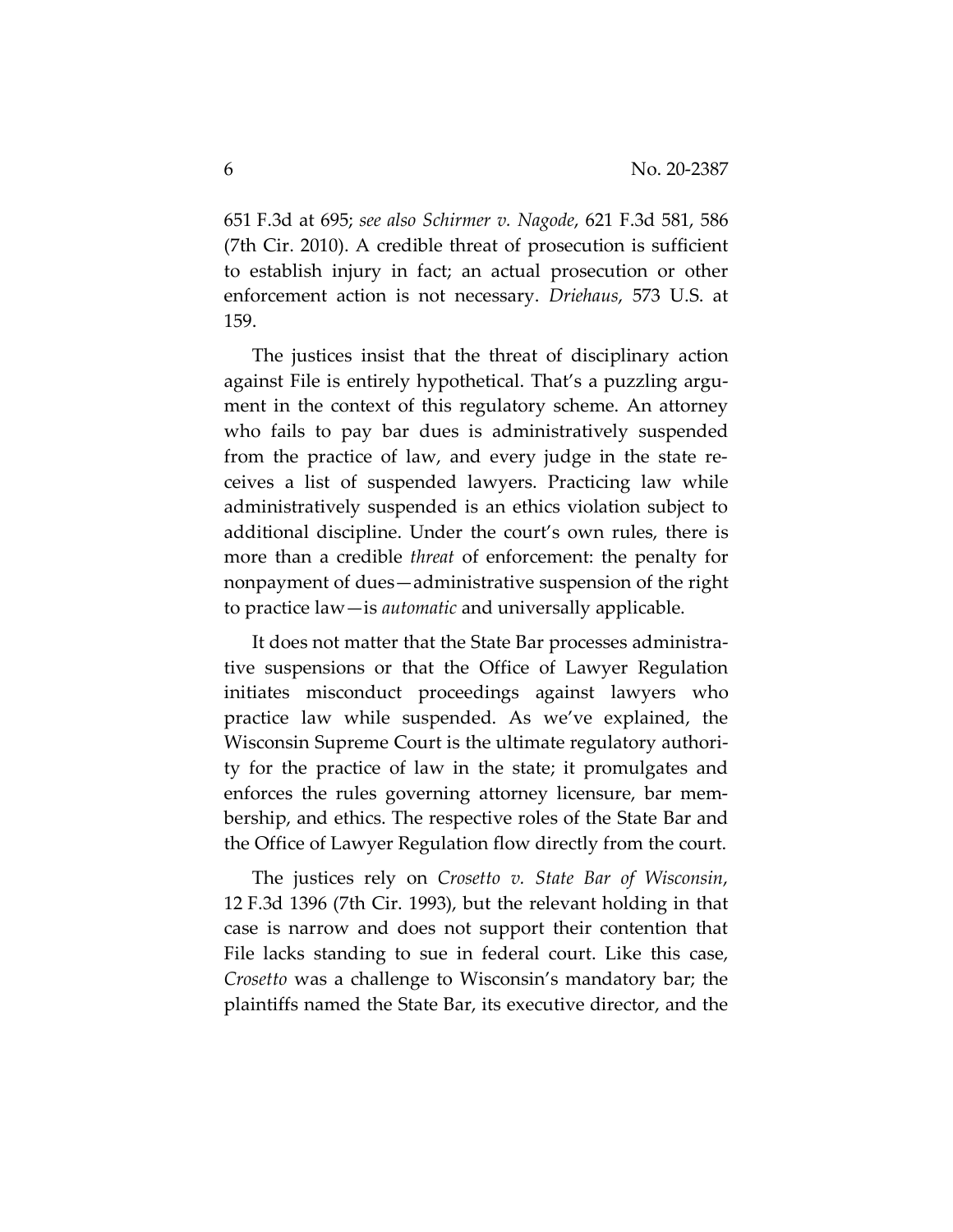651 F.3d at 695; *see also Schirmer v. Nagode*, 621 F.3d 581, 586 (7th Cir. 2010). A credible threat of prosecution is sufficient to establish injury in fact; an actual prosecution or other enforcement action is not necessary. *Driehaus*, 573 U.S. at 159.

The justices insist that the threat of disciplinary action against File is entirely hypothetical. That's a puzzling argument in the context of this regulatory scheme. An attorney who fails to pay bar dues is administratively suspended from the practice of law, and every judge in the state receives a list of suspended lawyers. Practicing law while administratively suspended is an ethics violation subject to additional discipline. Under the court's own rules, there is more than a credible *threat* of enforcement: the penalty for nonpayment of dues—administrative suspension of the right to practice law—is *automatic* and universally applicable.

It does not matter that the State Bar processes administrative suspensions or that the Office of Lawyer Regulation initiates misconduct proceedings against lawyers who practice law while suspended. As we've explained, the Wisconsin Supreme Court is the ultimate regulatory authority for the practice of law in the state; it promulgates and enforces the rules governing attorney licensure, bar membership, and ethics. The respective roles of the State Bar and the Office of Lawyer Regulation flow directly from the court.

The justices rely on *Crosetto v. State Bar of Wisconsin*, 12 F.3d 1396 (7th Cir. 1993), but the relevant holding in that case is narrow and does not support their contention that File lacks standing to sue in federal court. Like this case, *Crosetto* was a challenge to Wisconsin's mandatory bar; the plaintiffs named the State Bar, its executive director, and the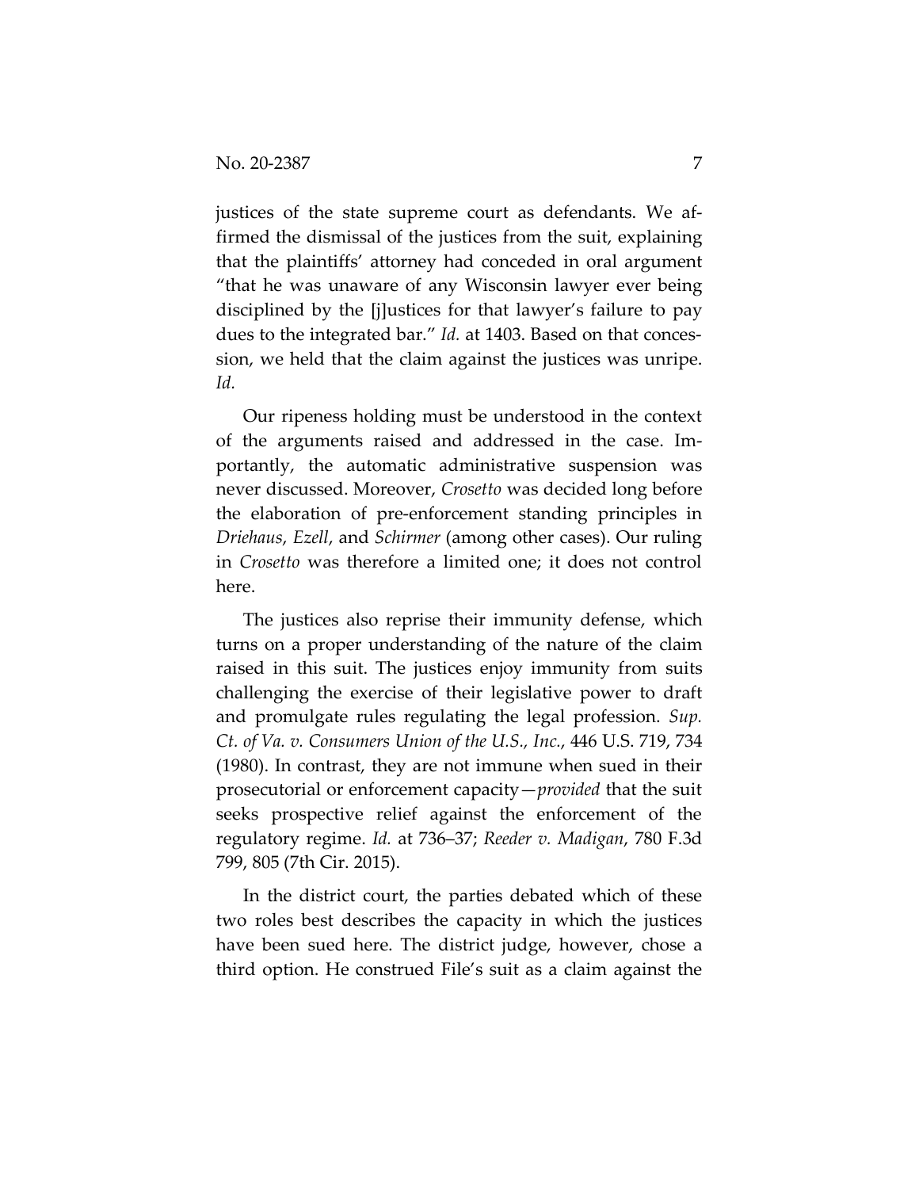justices of the state supreme court as defendants. We affirmed the dismissal of the justices from the suit, explaining that the plaintiffs' attorney had conceded in oral argument "that he was unaware of any Wisconsin lawyer ever being disciplined by the [j]ustices for that lawyer's failure to pay dues to the integrated bar." *Id.* at 1403. Based on that concession, we held that the claim against the justices was unripe. *Id.*

Our ripeness holding must be understood in the context of the arguments raised and addressed in the case. Importantly, the automatic administrative suspension was never discussed. Moreover, *Crosetto* was decided long before the elaboration of pre-enforcement standing principles in *Driehaus*, *Ezell*, and *Schirmer* (among other cases). Our ruling in *Crosetto* was therefore a limited one; it does not control here.

The justices also reprise their immunity defense, which turns on a proper understanding of the nature of the claim raised in this suit. The justices enjoy immunity from suits challenging the exercise of their legislative power to draft and promulgate rules regulating the legal profession. *Sup. Ct. of Va. v. Consumers Union of the U.S., Inc.*, 446 U.S. 719, 734 (1980). In contrast, they are not immune when sued in their prosecutorial or enforcement capacity—*provided* that the suit seeks prospective relief against the enforcement of the regulatory regime. *Id.* at 736–37; *Reeder v. Madigan*, 780 F.3d 799, 805 (7th Cir. 2015).

In the district court, the parties debated which of these two roles best describes the capacity in which the justices have been sued here. The district judge, however, chose a third option. He construed File's suit as a claim against the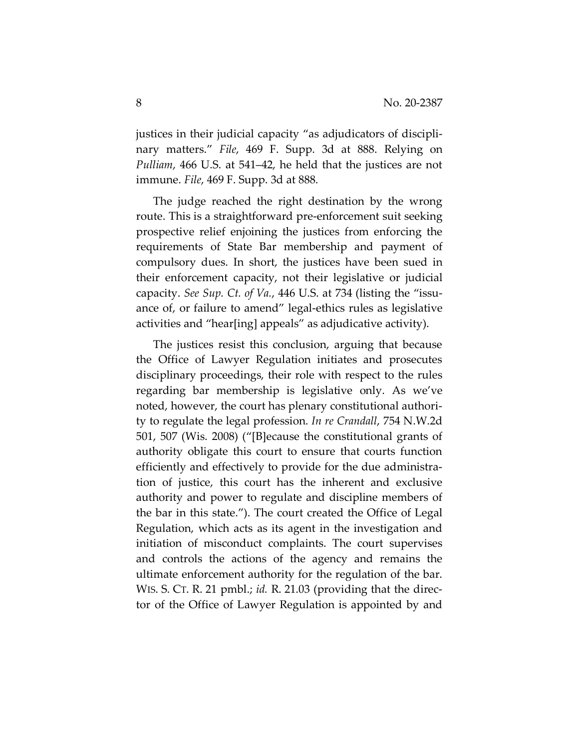justices in their judicial capacity "as adjudicators of disciplinary matters." *File*, 469 F. Supp. 3d at 888. Relying on *Pulliam*, 466 U.S. at 541–42, he held that the justices are not immune. *File*, 469 F. Supp. 3d at 888.

The judge reached the right destination by the wrong route. This is a straightforward pre-enforcement suit seeking prospective relief enjoining the justices from enforcing the requirements of State Bar membership and payment of compulsory dues. In short, the justices have been sued in their enforcement capacity, not their legislative or judicial capacity. *See Sup. Ct. of Va.*, 446 U.S. at 734 (listing the "issuance of, or failure to amend" legal-ethics rules as legislative activities and "hear[ing] appeals" as adjudicative activity).

The justices resist this conclusion, arguing that because the Office of Lawyer Regulation initiates and prosecutes disciplinary proceedings, their role with respect to the rules regarding bar membership is legislative only. As we've noted, however, the court has plenary constitutional authority to regulate the legal profession. *In re Crandall*, 754 N.W.2d 501, 507 (Wis. 2008) ("[B]ecause the constitutional grants of authority obligate this court to ensure that courts function efficiently and effectively to provide for the due administration of justice, this court has the inherent and exclusive authority and power to regulate and discipline members of the bar in this state."). The court created the Office of Legal Regulation, which acts as its agent in the investigation and initiation of misconduct complaints. The court supervises and controls the actions of the agency and remains the ultimate enforcement authority for the regulation of the bar. WIS. S. CT. R. 21 pmbl.; *id.* R. 21.03 (providing that the director of the Office of Lawyer Regulation is appointed by and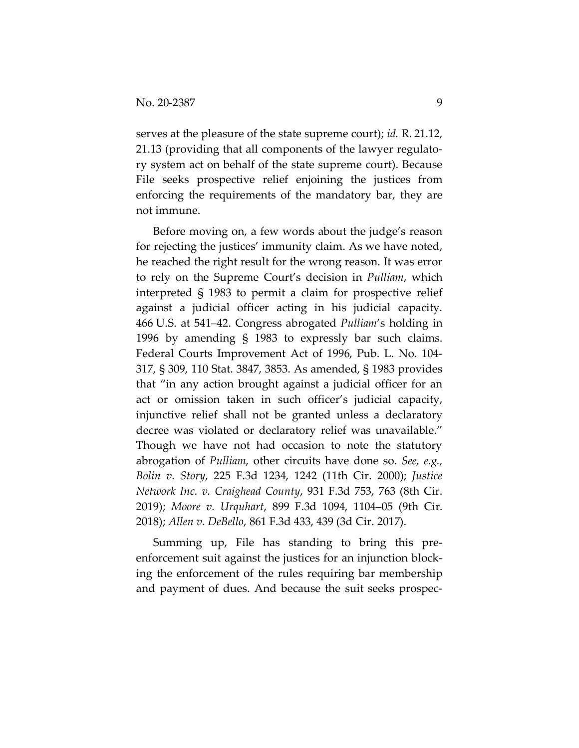serves at the pleasure of the state supreme court); *id.* R. 21.12, 21.13 (providing that all components of the lawyer regulatory system act on behalf of the state supreme court). Because File seeks prospective relief enjoining the justices from enforcing the requirements of the mandatory bar, they are not immune.

Before moving on, a few words about the judge's reason for rejecting the justices' immunity claim. As we have noted, he reached the right result for the wrong reason. It was error to rely on the Supreme Court's decision in *Pulliam*, which interpreted § 1983 to permit a claim for prospective relief against a judicial officer acting in his judicial capacity. 466 U.S. at 541–42. Congress abrogated *Pulliam*'s holding in 1996 by amending § 1983 to expressly bar such claims. Federal Courts Improvement Act of 1996, Pub. L. No. 104-317, § 309, 110 Stat. 3847, 3853. As amended, § 1983 provides that "in any action brought against a judicial officer for an act or omission taken in such officer's judicial capacity, injunctive relief shall not be granted unless a declaratory decree was violated or declaratory relief was unavailable." Though we have not had occasion to note the statutory abrogation of *Pulliam*, other circuits have done so. *See, e.g.*, *Bolin v. Story*, 225 F.3d 1234, 1242 (11th Cir. 2000); *Justice Network Inc. v. Craighead County*, 931 F.3d 753, 763 (8th Cir. 2019); *Moore v. Urquhart*, 899 F.3d 1094, 1104–05 (9th Cir. 2018); *Allen v. DeBello*, 861 F.3d 433, 439 (3d Cir. 2017).

Summing up, File has standing to bring this pre-enforcement suit against the justices for an injunction blocking the enforcement of the rules requiring bar membership and payment of dues. And because the suit seeks prospec-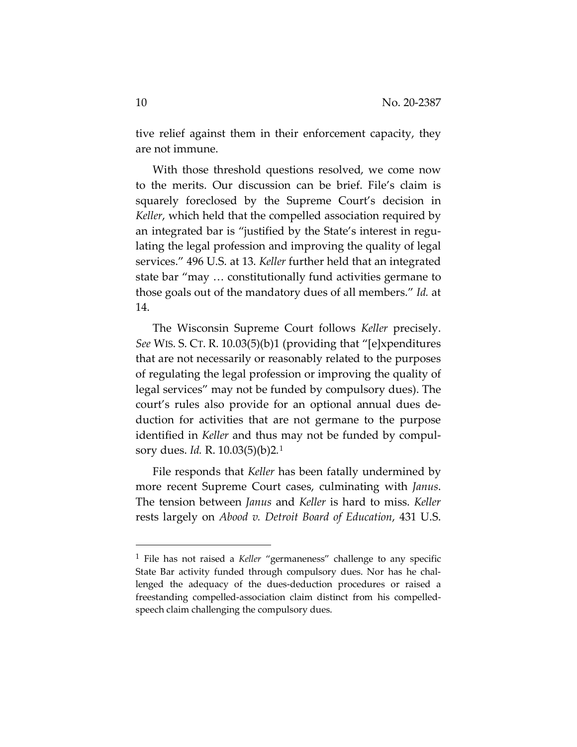tive relief against them in their enforcement capacity, they are not immune.

With those threshold questions resolved, we come now to the merits. Our discussion can be brief. File's claim is squarely foreclosed by the Supreme Court's decision in *Keller*, which held that the compelled association required by an integrated bar is "justified by the State's interest in regulating the legal profession and improving the quality of legal services." 496 U.S. at 13. *Keller* further held that an integrated state bar "may … constitutionally fund activities germane to those goals out of the mandatory dues of all members." *Id.* at 14.

The Wisconsin Supreme Court follows *Keller* precisely. *See* WIS. S. CT. R. 10.03(5)(b)1 (providing that "[e]xpenditures that are not necessarily or reasonably related to the purposes of regulating the legal profession or improving the quality of legal services" may not be funded by compulsory dues). The court's rules also provide for an optional annual dues deduction for activities that are not germane to the purpose identified in *Keller* and thus may not be funded by compulsory dues. *Id.* R. 10.03(5)(b)2.[1]

File responds that *Keller* has been fatally undermined by more recent Supreme Court cases, culminating with *Janus*. The tension between *Janus* and *Keller* is hard to miss. *Keller* rests largely on *Abood v. Detroit Board of Education*, 431 U.S.

[1] File has not raised a *Keller* "germaneness" challenge to any specific State Bar activity funded through compulsory dues. Nor has he challenged the adequacy of the dues-deduction procedures or raised a freestanding compelled-association claim distinct from his compelled-speech claim challenging the compulsory dues.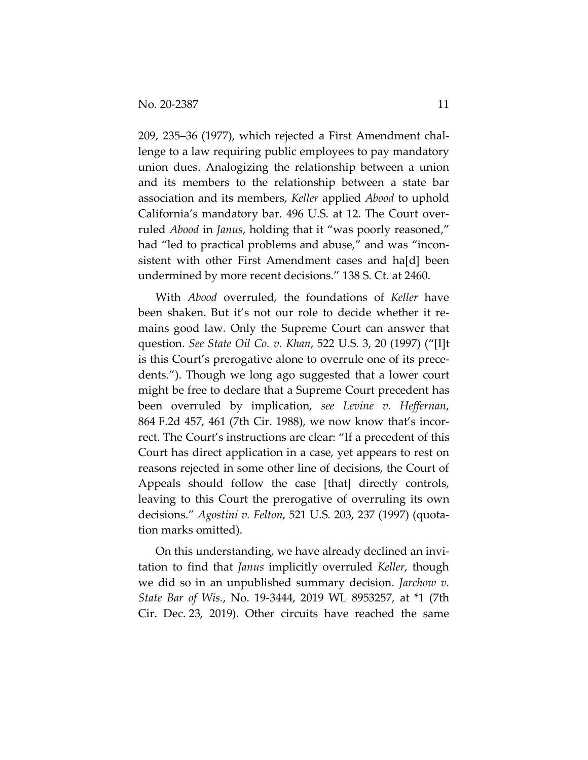209, 235–36 (1977), which rejected a First Amendment challenge to a law requiring public employees to pay mandatory union dues. Analogizing the relationship between a union and its members to the relationship between a state bar association and its members, *Keller* applied *Abood* to uphold California's mandatory bar. 496 U.S. at 12. The Court overruled *Abood* in *Janus*, holding that it "was poorly reasoned," had "led to practical problems and abuse," and was "inconsistent with other First Amendment cases and ha[d] been undermined by more recent decisions." 138 S. Ct. at 2460.

With *Abood* overruled, the foundations of *Keller* have been shaken. But it's not our role to decide whether it remains good law. Only the Supreme Court can answer that question. *See State Oil Co. v. Khan*, 522 U.S. 3, 20 (1997) ("[I]t is this Court's prerogative alone to overrule one of its precedents."). Though we long ago suggested that a lower court might be free to declare that a Supreme Court precedent has been overruled by implication, *see Levine v. Heffernan*, 864 F.2d 457, 461 (7th Cir. 1988), we now know that's incorrect. The Court's instructions are clear: "If a precedent of this Court has direct application in a case, yet appears to rest on reasons rejected in some other line of decisions, the Court of Appeals should follow the case [that] directly controls, leaving to this Court the prerogative of overruling its own decisions." *Agostini v. Felton*, 521 U.S. 203, 237 (1997) (quotation marks omitted).

On this understanding, we have already declined an invitation to find that *Janus* implicitly overruled *Keller*, though we did so in an unpublished summary decision. *Jarchow v. State Bar of Wis.*, No. 19-3444, 2019 WL 8953257, at *1 (7th Cir. Dec. 23, 2019). Other circuits have reached the same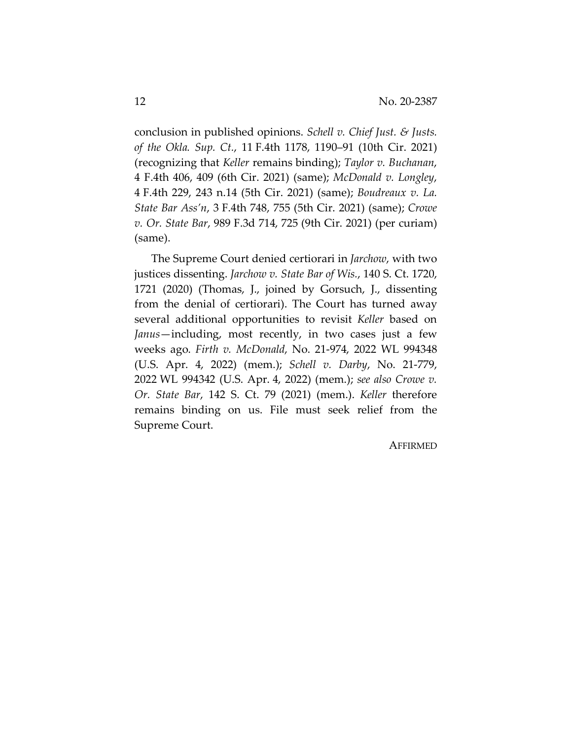conclusion in published opinions. *Schell v. Chief Just. & Justs. of the Okla. Sup. Ct.*, 11 F.4th 1178, 1190–91 (10th Cir. 2021) (recognizing that *Keller* remains binding); *Taylor v. Buchanan*, 4 F.4th 406, 409 (6th Cir. 2021) (same); *McDonald v. Longley*, 4 F.4th 229, 243 n.14 (5th Cir. 2021) (same); *Boudreaux v. La. State Bar Ass'n*, 3 F.4th 748, 755 (5th Cir. 2021) (same); *Crowe v. Or. State Bar*, 989 F.3d 714, 725 (9th Cir. 2021) (per curiam) (same).

The Supreme Court denied certiorari in *Jarchow*, with two justices dissenting. *Jarchow v. State Bar of Wis.*, 140 S. Ct. 1720, 1721 (2020) (Thomas, J., joined by Gorsuch, J., dissenting from the denial of certiorari). The Court has turned away several additional opportunities to revisit *Keller* based on *Janus*—including, most recently, in two cases just a few weeks ago. *Firth v. McDonald*, No. 21-974, 2022 WL 994348 (U.S. Apr. 4, 2022) (mem.); *Schell v. Darby*, No. 21-779, 2022 WL 994342 (U.S. Apr. 4, 2022) (mem.); *see also Crowe v. Or. State Bar*, 142 S. Ct. 79 (2021) (mem.). *Keller* therefore remains binding on us. File must seek relief from the Supreme Court.

AFFIRMED